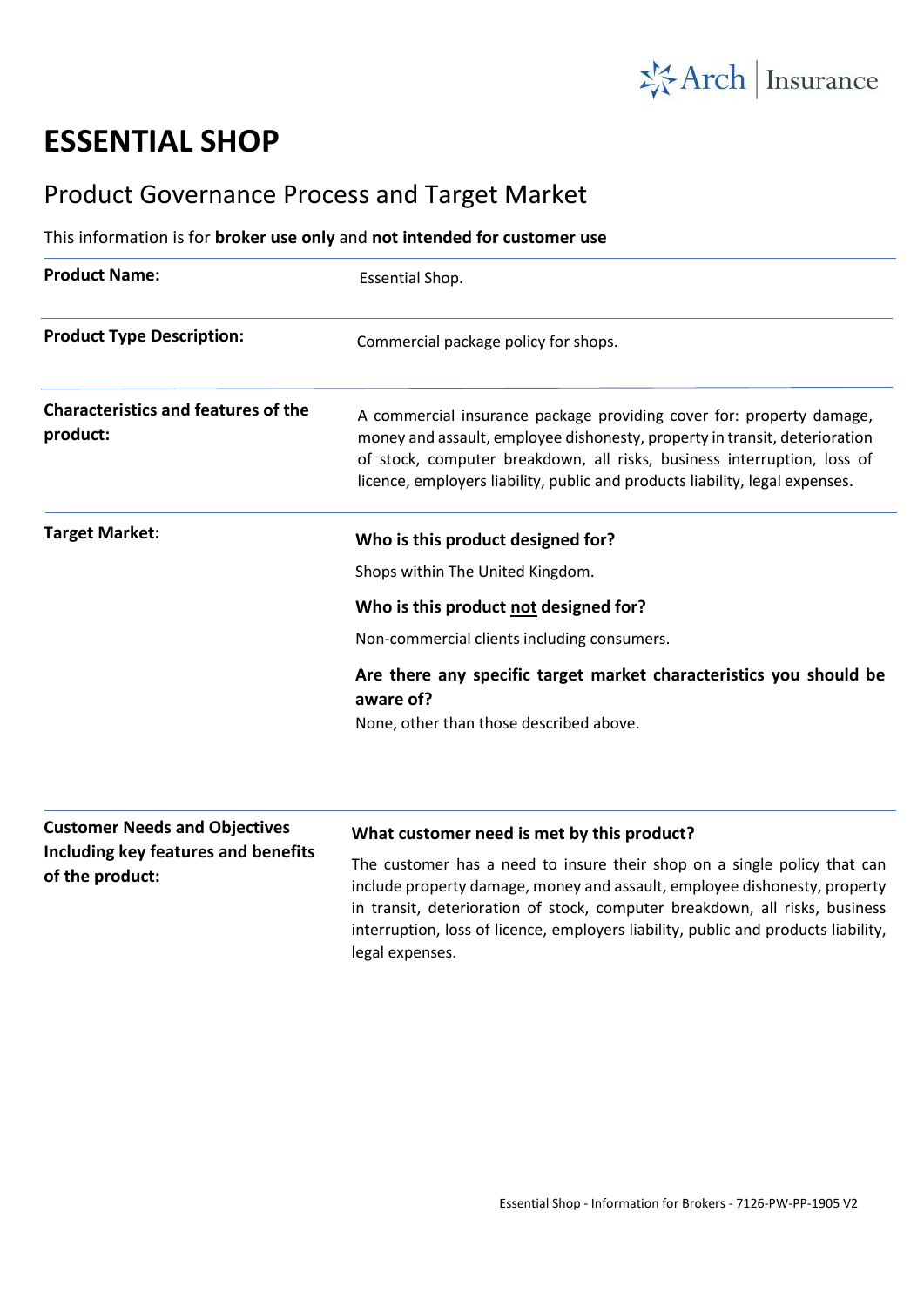# ESSENTIAL SHOP

## Product Governance Process and Target Market

This information is for **broker use only** and **not intended for customer use**

| | |
|---|---|
| **Product Name:** | Essential Shop. |
| **Product Type Description:** | Commercial package policy for shops. |
| **Characteristics and features of the product:** | A commercial insurance package providing cover for: property damage, money and assault, employee dishonesty, property in transit, deterioration of stock, computer breakdown, all risks, business interruption, loss of licence, employers liability, public and products liability, legal expenses. |
| **Target Market:** | **Who is this product designed for?**<br>Shops within The United Kingdom.<br>**Who is this product not designed for?**<br>Non-commercial clients including consumers.<br>**Are there any specific target market characteristics you should be aware of?**<br>None, other than those described above. |
| **Customer Needs and Objectives Including key features and benefits of the product:** | **What customer need is met by this product?**<br>The customer has a need to insure their shop on a single policy that can include property damage, money and assault, employee dishonesty, property in transit, deterioration of stock, computer breakdown, all risks, business interruption, loss of licence, employers liability, public and products liability, legal expenses. |

Essential Shop - Information for Brokers - 7126-PW-PP-1905 V2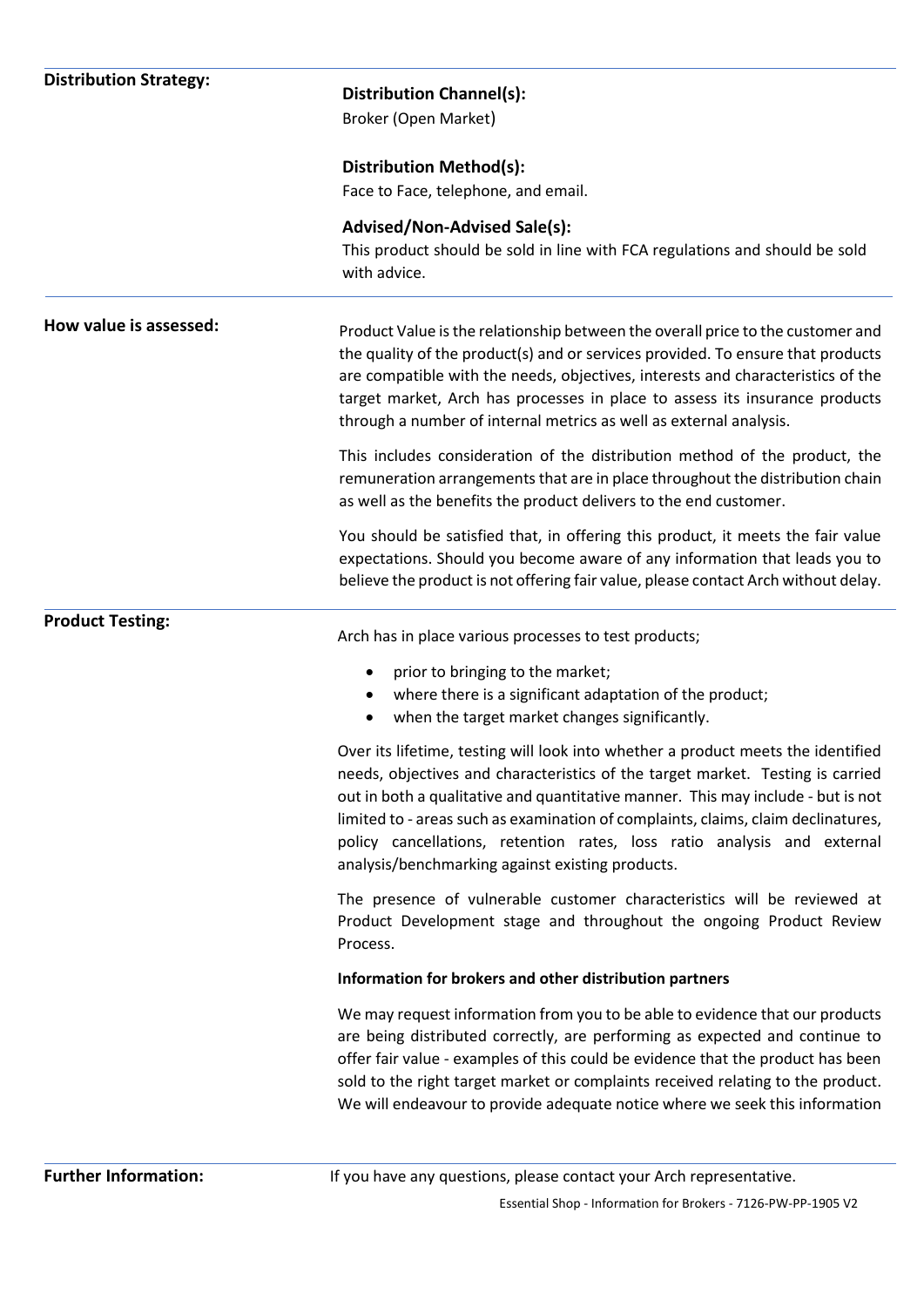## Distribution Strategy:

**Distribution Channel(s):**
Broker (Open Market)

**Distribution Method(s):**
Face to Face, telephone, and email.

**Advised/Non-Advised Sale(s):**
This product should be sold in line with FCA regulations and should be sold with advice.

## How value is assessed:

Product Value is the relationship between the overall price to the customer and the quality of the product(s) and or services provided. To ensure that products are compatible with the needs, objectives, interests and characteristics of the target market, Arch has processes in place to assess its insurance products through a number of internal metrics as well as external analysis.

This includes consideration of the distribution method of the product, the remuneration arrangements that are in place throughout the distribution chain as well as the benefits the product delivers to the end customer.

You should be satisfied that, in offering this product, it meets the fair value expectations. Should you become aware of any information that leads you to believe the product is not offering fair value, please contact Arch without delay.

## Product Testing:

Arch has in place various processes to test products;

- prior to bringing to the market;
- where there is a significant adaptation of the product;
- when the target market changes significantly.

Over its lifetime, testing will look into whether a product meets the identified needs, objectives and characteristics of the target market. Testing is carried out in both a qualitative and quantitative manner. This may include - but is not limited to - areas such as examination of complaints, claims, claim declinatures, policy cancellations, retention rates, loss ratio analysis and external analysis/benchmarking against existing products.

The presence of vulnerable customer characteristics will be reviewed at Product Development stage and throughout the ongoing Product Review Process.

**Information for brokers and other distribution partners**

We may request information from you to be able to evidence that our products are being distributed correctly, are performing as expected and continue to offer fair value - examples of this could be evidence that the product has been sold to the right target market or complaints received relating to the product. We will endeavour to provide adequate notice where we seek this information

## Further Information:

If you have any questions, please contact your Arch representative.

Essential Shop - Information for Brokers - 7126-PW-PP-1905 V2